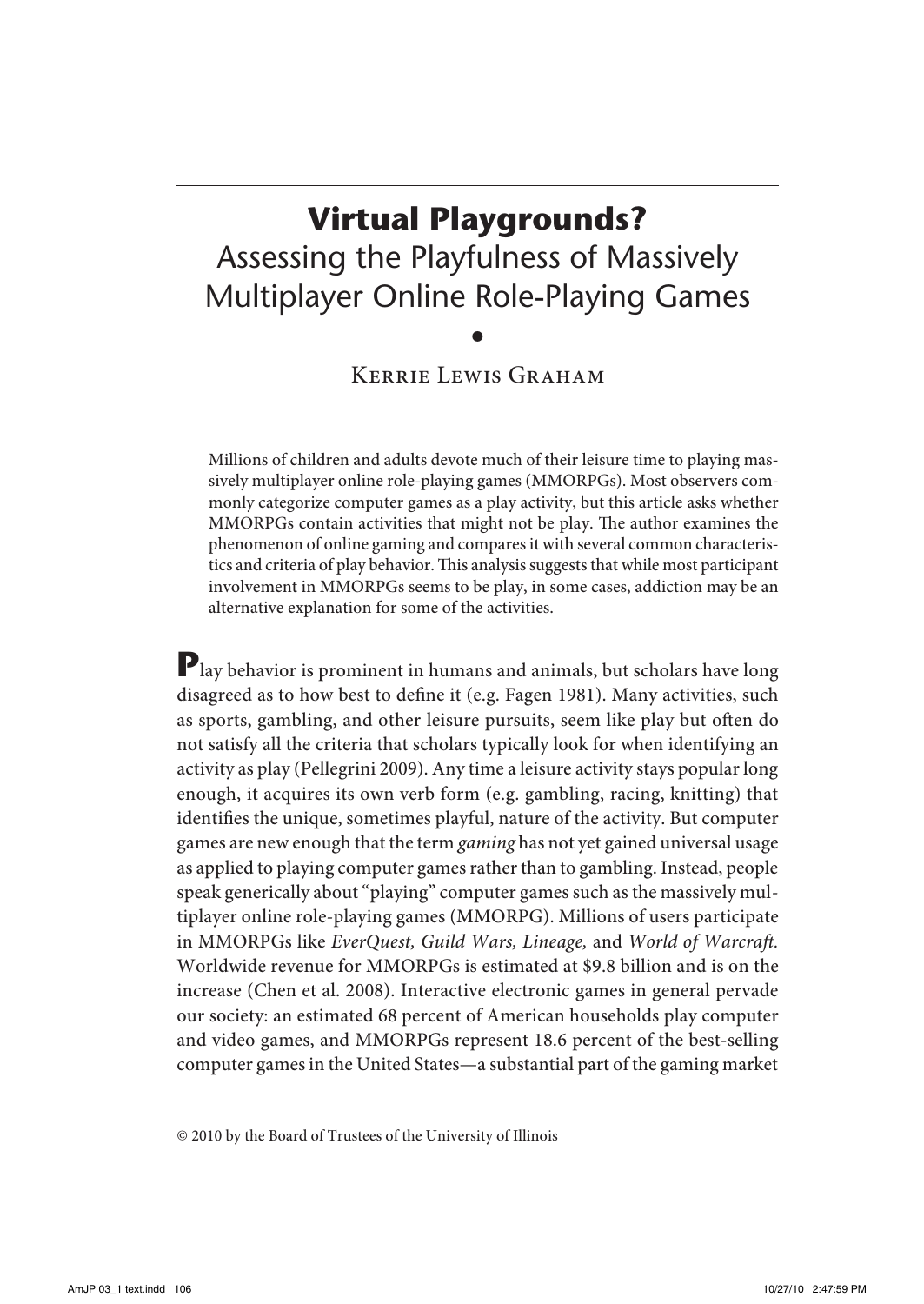# Virtual Playgrounds?

## Assessing the Playfulness of Massively Multiplayer Online Role-Playing Games

•

Kerrie Lewis Graham

Millions of children and adults devote much of their leisure time to playing massively multiplayer online role-playing games (MMORPGs). Most observers commonly categorize computer games as a play activity, but this article asks whether MMORPGs contain activities that might not be play. The author examines the phenomenon of online gaming and compares it with several common characteristics and criteria of play behavior. This analysis suggests that while most participant involvement in MMORPGs seems to be play, in some cases, addiction may be an alternative explanation for some of the activities.

**P**lay behavior is prominent in humans and animals, but scholars have long disagreed as to how best to define it (e.g. Fagen 1981). Many activities, such as sports, gambling, and other leisure pursuits, seem like play but often do not satisfy all the criteria that scholars typically look for when identifying an activity as play (Pellegrini 2009). Any time a leisure activity stays popular long enough, it acquires its own verb form (e.g. gambling, racing, knitting) that identifies the unique, sometimes playful, nature of the activity. But computer games are new enough that the term *gaming* has not yet gained universal usage as applied to playing computer games rather than to gambling. Instead, people speak generically about "playing" computer games such as the massively multiplayer online role-playing games (MMORPG). Millions of users participate in MMORPGs like *EverQuest, Guild Wars, Lineage,* and *World of Warcraft.* Worldwide revenue for MMORPGs is estimated at $9.8 billion and is on the increase (Chen et al. 2008). Interactive electronic games in general pervade our society: an estimated 68 percent of American households play computer and video games, and MMORPGs represent 18.6 percent of the best-selling computer games in the United States—a substantial part of the gaming market

© 2010 by the Board of Trustees of the University of Illinois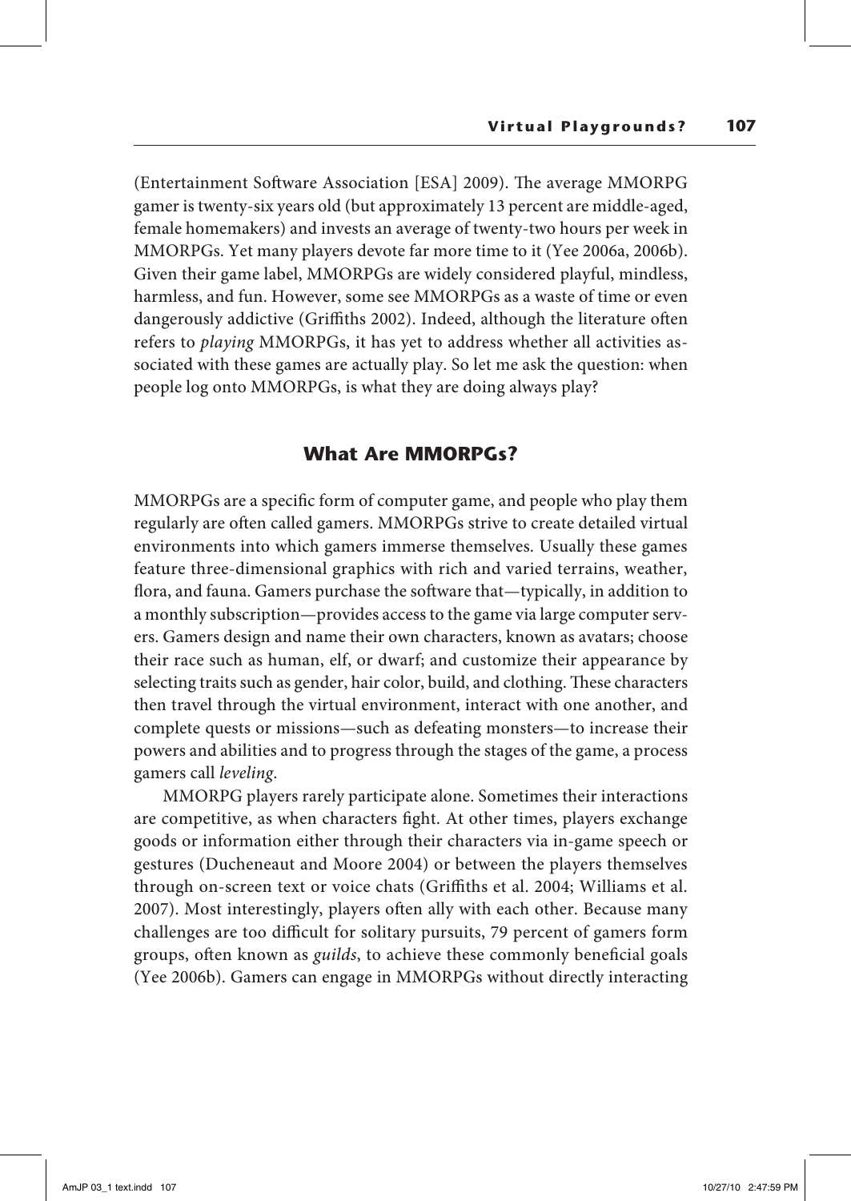(Entertainment Software Association [ESA] 2009). The average MMORPG gamer is twenty-six years old (but approximately 13 percent are middle-aged, female homemakers) and invests an average of twenty-two hours per week in MMORPGs. Yet many players devote far more time to it (Yee 2006a, 2006b). Given their game label, MMORPGs are widely considered playful, mindless, harmless, and fun. However, some see MMORPGs as a waste of time or even dangerously addictive (Griffiths 2002). Indeed, although the literature often refers to *playing* MMORPGs, it has yet to address whether all activities associated with these games are actually play. So let me ask the question: when people log onto MMORPGs, is what they are doing always play?

## What Are MMORPGs?

MMORPGs are a specific form of computer game, and people who play them regularly are often called gamers. MMORPGs strive to create detailed virtual environments into which gamers immerse themselves. Usually these games feature three-dimensional graphics with rich and varied terrains, weather, flora, and fauna. Gamers purchase the software that—typically, in addition to a monthly subscription—provides access to the game via large computer servers. Gamers design and name their own characters, known as avatars; choose their race such as human, elf, or dwarf; and customize their appearance by selecting traits such as gender, hair color, build, and clothing. These characters then travel through the virtual environment, interact with one another, and complete quests or missions—such as defeating monsters—to increase their powers and abilities and to progress through the stages of the game, a process gamers call *leveling*.

MMORPG players rarely participate alone. Sometimes their interactions are competitive, as when characters fight. At other times, players exchange goods or information either through their characters via in-game speech or gestures (Ducheneaut and Moore 2004) or between the players themselves through on-screen text or voice chats (Griffiths et al. 2004; Williams et al. 2007). Most interestingly, players often ally with each other. Because many challenges are too difficult for solitary pursuits, 79 percent of gamers form groups, often known as *guilds*, to achieve these commonly beneficial goals (Yee 2006b). Gamers can engage in MMORPGs without directly interacting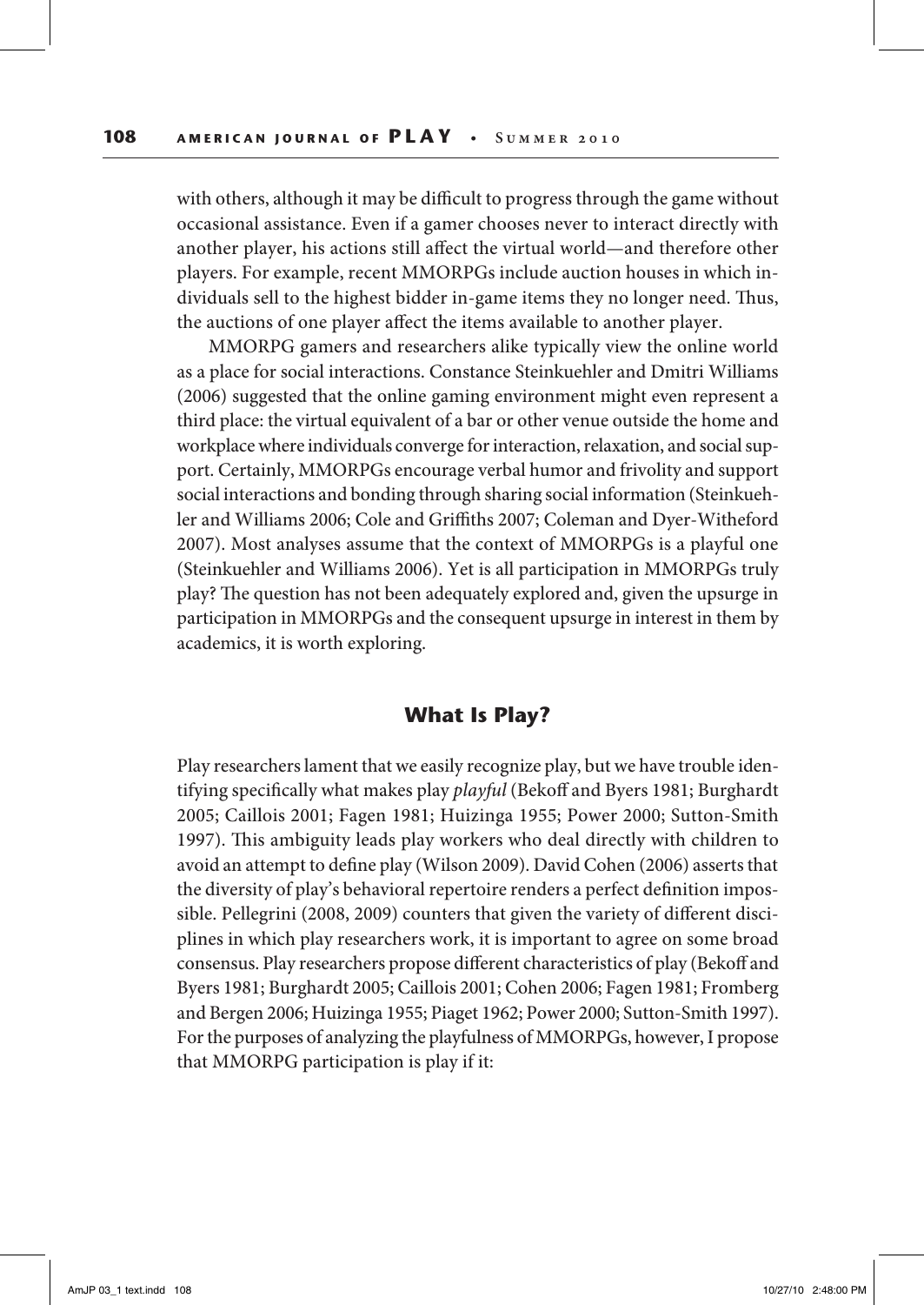with others, although it may be difficult to progress through the game without occasional assistance. Even if a gamer chooses never to interact directly with another player, his actions still affect the virtual world—and therefore other players. For example, recent MMORPGs include auction houses in which individuals sell to the highest bidder in-game items they no longer need. Thus, the auctions of one player affect the items available to another player.

MMORPG gamers and researchers alike typically view the online world as a place for social interactions. Constance Steinkuehler and Dmitri Williams (2006) suggested that the online gaming environment might even represent a third place: the virtual equivalent of a bar or other venue outside the home and workplace where individuals converge for interaction, relaxation, and social support. Certainly, MMORPGs encourage verbal humor and frivolity and support social interactions and bonding through sharing social information (Steinkuehler and Williams 2006; Cole and Griffiths 2007; Coleman and Dyer-Witheford 2007). Most analyses assume that the context of MMORPGs is a playful one (Steinkuehler and Williams 2006). Yet is all participation in MMORPGs truly play? The question has not been adequately explored and, given the upsurge in participation in MMORPGs and the consequent upsurge in interest in them by academics, it is worth exploring.

## What Is Play?

Play researchers lament that we easily recognize play, but we have trouble identifying specifically what makes play *playful* (Bekoff and Byers 1981; Burghardt 2005; Caillois 2001; Fagen 1981; Huizinga 1955; Power 2000; Sutton-Smith 1997). This ambiguity leads play workers who deal directly with children to avoid an attempt to define play (Wilson 2009). David Cohen (2006) asserts that the diversity of play's behavioral repertoire renders a perfect definition impossible. Pellegrini (2008, 2009) counters that given the variety of different disciplines in which play researchers work, it is important to agree on some broad consensus. Play researchers propose different characteristics of play (Bekoff and Byers 1981; Burghardt 2005; Caillois 2001; Cohen 2006; Fagen 1981; Fromberg and Bergen 2006; Huizinga 1955; Piaget 1962; Power 2000; Sutton-Smith 1997). For the purposes of analyzing the playfulness of MMORPGs, however, I propose that MMORPG participation is play if it: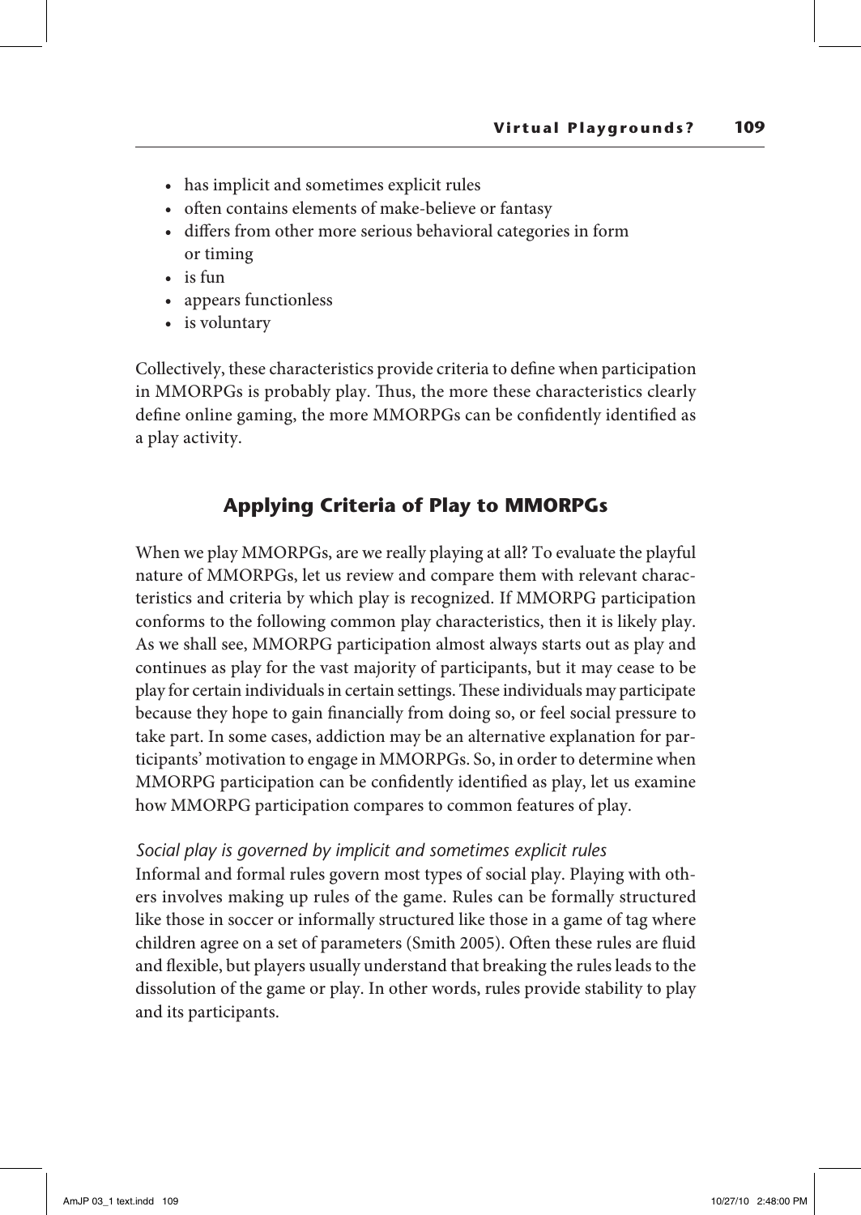- has implicit and sometimes explicit rules
- often contains elements of make-believe or fantasy
- differs from other more serious behavioral categories in form or timing
- is fun
- appears functionless
- is voluntary

Collectively, these characteristics provide criteria to define when participation in MMORPGs is probably play. Thus, the more these characteristics clearly define online gaming, the more MMORPGs can be confidently identified as a play activity.

## Applying Criteria of Play to MMORPGs

When we play MMORPGs, are we really playing at all? To evaluate the playful nature of MMORPGs, let us review and compare them with relevant characteristics and criteria by which play is recognized. If MMORPG participation conforms to the following common play characteristics, then it is likely play. As we shall see, MMORPG participation almost always starts out as play and continues as play for the vast majority of participants, but it may cease to be play for certain individuals in certain settings. These individuals may participate because they hope to gain financially from doing so, or feel social pressure to take part. In some cases, addiction may be an alternative explanation for participants' motivation to engage in MMORPGs. So, in order to determine when MMORPG participation can be confidently identified as play, let us examine how MMORPG participation compares to common features of play.

### *Social play is governed by implicit and sometimes explicit rules*

Informal and formal rules govern most types of social play. Playing with others involves making up rules of the game. Rules can be formally structured like those in soccer or informally structured like those in a game of tag where children agree on a set of parameters (Smith 2005). Often these rules are fluid and flexible, but players usually understand that breaking the rules leads to the dissolution of the game or play. In other words, rules provide stability to play and its participants.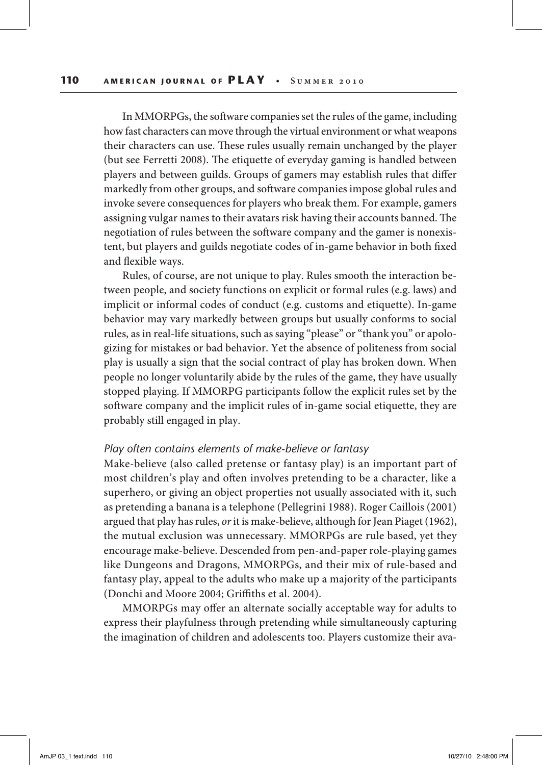In MMORPGs, the software companies set the rules of the game, including how fast characters can move through the virtual environment or what weapons their characters can use. These rules usually remain unchanged by the player (but see Ferretti 2008). The etiquette of everyday gaming is handled between players and between guilds. Groups of gamers may establish rules that differ markedly from other groups, and software companies impose global rules and invoke severe consequences for players who break them. For example, gamers assigning vulgar names to their avatars risk having their accounts banned. The negotiation of rules between the software company and the gamer is nonexistent, but players and guilds negotiate codes of in-game behavior in both fixed and flexible ways.

Rules, of course, are not unique to play. Rules smooth the interaction between people, and society functions on explicit or formal rules (e.g. laws) and implicit or informal codes of conduct (e.g. customs and etiquette). In-game behavior may vary markedly between groups but usually conforms to social rules, as in real-life situations, such as saying "please" or "thank you" or apologizing for mistakes or bad behavior. Yet the absence of politeness from social play is usually a sign that the social contract of play has broken down. When people no longer voluntarily abide by the rules of the game, they have usually stopped playing. If MMORPG participants follow the explicit rules set by the software company and the implicit rules of in-game social etiquette, they are probably still engaged in play.

### *Play often contains elements of make-believe or fantasy*

Make-believe (also called pretense or fantasy play) is an important part of most children's play and often involves pretending to be a character, like a superhero, or giving an object properties not usually associated with it, such as pretending a banana is a telephone (Pellegrini 1988). Roger Caillois (2001) argued that play has rules, *or* it is make-believe, although for Jean Piaget (1962), the mutual exclusion was unnecessary. MMORPGs are rule based, yet they encourage make-believe. Descended from pen-and-paper role-playing games like Dungeons and Dragons, MMORPGs, and their mix of rule-based and fantasy play, appeal to the adults who make up a majority of the participants (Donchi and Moore 2004; Griffiths et al. 2004).

MMORPGs may offer an alternate socially acceptable way for adults to express their playfulness through pretending while simultaneously capturing the imagination of children and adolescents too. Players customize their ava-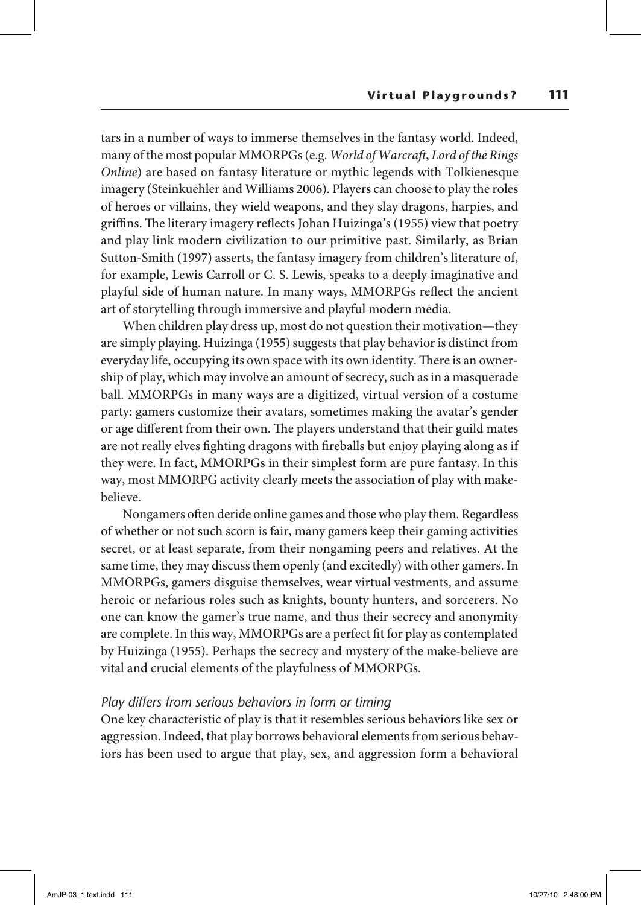tars in a number of ways to immerse themselves in the fantasy world. Indeed, many of the most popular MMORPGs (e.g. *World of Warcraft*, *Lord of the Rings Online*) are based on fantasy literature or mythic legends with Tolkienesque imagery (Steinkuehler and Williams 2006). Players can choose to play the roles of heroes or villains, they wield weapons, and they slay dragons, harpies, and griffins. The literary imagery reflects Johan Huizinga's (1955) view that poetry and play link modern civilization to our primitive past. Similarly, as Brian Sutton-Smith (1997) asserts, the fantasy imagery from children's literature of, for example, Lewis Carroll or C. S. Lewis, speaks to a deeply imaginative and playful side of human nature. In many ways, MMORPGs reflect the ancient art of storytelling through immersive and playful modern media.

When children play dress up, most do not question their motivation—they are simply playing. Huizinga (1955) suggests that play behavior is distinct from everyday life, occupying its own space with its own identity. There is an ownership of play, which may involve an amount of secrecy, such as in a masquerade ball. MMORPGs in many ways are a digitized, virtual version of a costume party: gamers customize their avatars, sometimes making the avatar's gender or age different from their own. The players understand that their guild mates are not really elves fighting dragons with fireballs but enjoy playing along as if they were. In fact, MMORPGs in their simplest form are pure fantasy. In this way, most MMORPG activity clearly meets the association of play with make-believe.

Nongamers often deride online games and those who play them. Regardless of whether or not such scorn is fair, many gamers keep their gaming activities secret, or at least separate, from their nongaming peers and relatives. At the same time, they may discuss them openly (and excitedly) with other gamers. In MMORPGs, gamers disguise themselves, wear virtual vestments, and assume heroic or nefarious roles such as knights, bounty hunters, and sorcerers. No one can know the gamer's true name, and thus their secrecy and anonymity are complete. In this way, MMORPGs are a perfect fit for play as contemplated by Huizinga (1955). Perhaps the secrecy and mystery of the make-believe are vital and crucial elements of the playfulness of MMORPGs.

### *Play differs from serious behaviors in form or timing*

One key characteristic of play is that it resembles serious behaviors like sex or aggression. Indeed, that play borrows behavioral elements from serious behaviors has been used to argue that play, sex, and aggression form a behavioral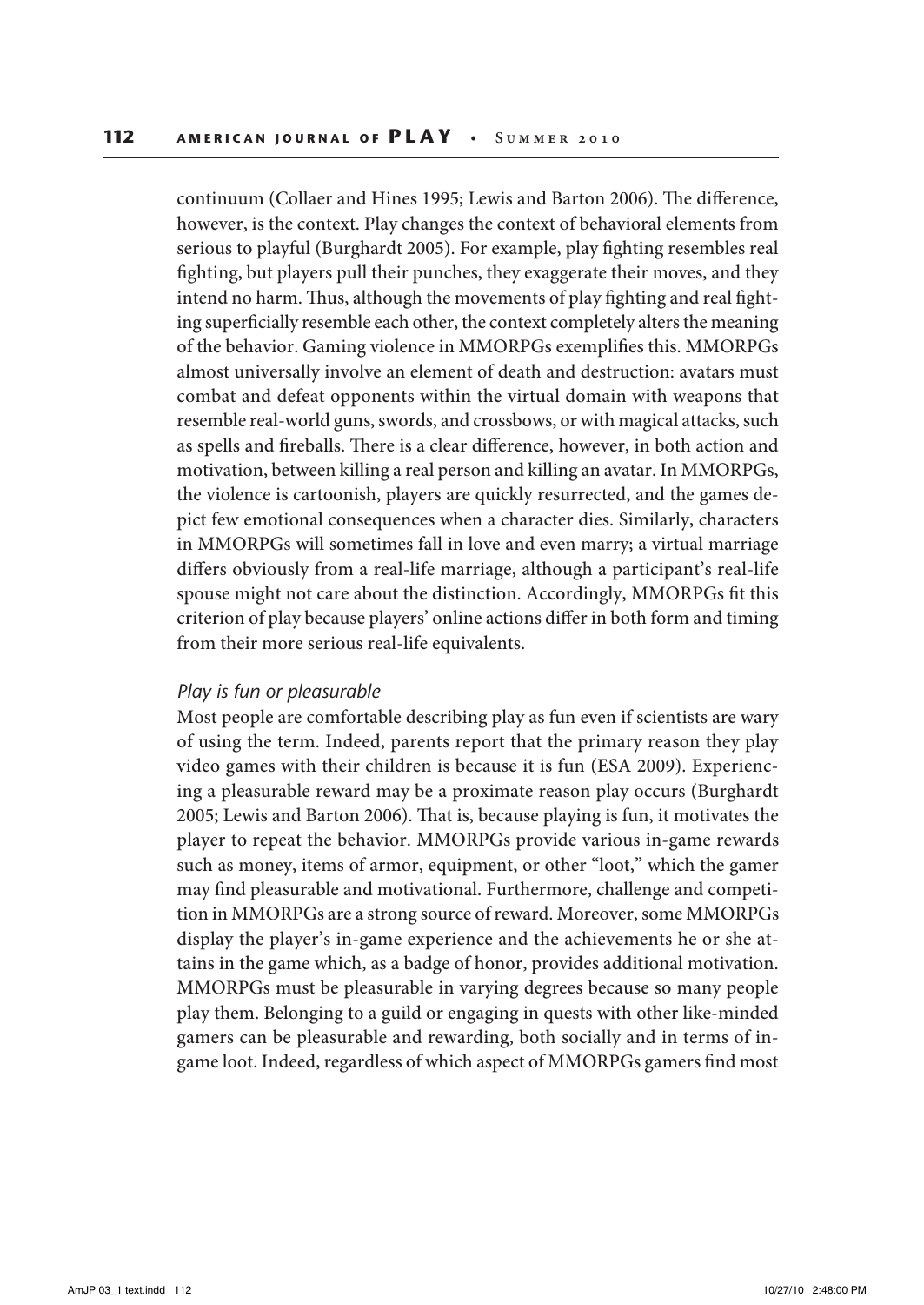continuum (Collaer and Hines 1995; Lewis and Barton 2006). The difference, however, is the context. Play changes the context of behavioral elements from serious to playful (Burghardt 2005). For example, play fighting resembles real fighting, but players pull their punches, they exaggerate their moves, and they intend no harm. Thus, although the movements of play fighting and real fighting superficially resemble each other, the context completely alters the meaning of the behavior. Gaming violence in MMORPGs exemplifies this. MMORPGs almost universally involve an element of death and destruction: avatars must combat and defeat opponents within the virtual domain with weapons that resemble real-world guns, swords, and crossbows, or with magical attacks, such as spells and fireballs. There is a clear difference, however, in both action and motivation, between killing a real person and killing an avatar. In MMORPGs, the violence is cartoonish, players are quickly resurrected, and the games depict few emotional consequences when a character dies. Similarly, characters in MMORPGs will sometimes fall in love and even marry; a virtual marriage differs obviously from a real-life marriage, although a participant's real-life spouse might not care about the distinction. Accordingly, MMORPGs fit this criterion of play because players' online actions differ in both form and timing from their more serious real-life equivalents.

### *Play is fun or pleasurable*

Most people are comfortable describing play as fun even if scientists are wary of using the term. Indeed, parents report that the primary reason they play video games with their children is because it is fun (ESA 2009). Experiencing a pleasurable reward may be a proximate reason play occurs (Burghardt 2005; Lewis and Barton 2006). That is, because playing is fun, it motivates the player to repeat the behavior. MMORPGs provide various in-game rewards such as money, items of armor, equipment, or other "loot," which the gamer may find pleasurable and motivational. Furthermore, challenge and competition in MMORPGs are a strong source of reward. Moreover, some MMORPGs display the player's in-game experience and the achievements he or she attains in the game which, as a badge of honor, provides additional motivation. MMORPGs must be pleasurable in varying degrees because so many people play them. Belonging to a guild or engaging in quests with other like-minded gamers can be pleasurable and rewarding, both socially and in terms of in-game loot. Indeed, regardless of which aspect of MMORPGs gamers find most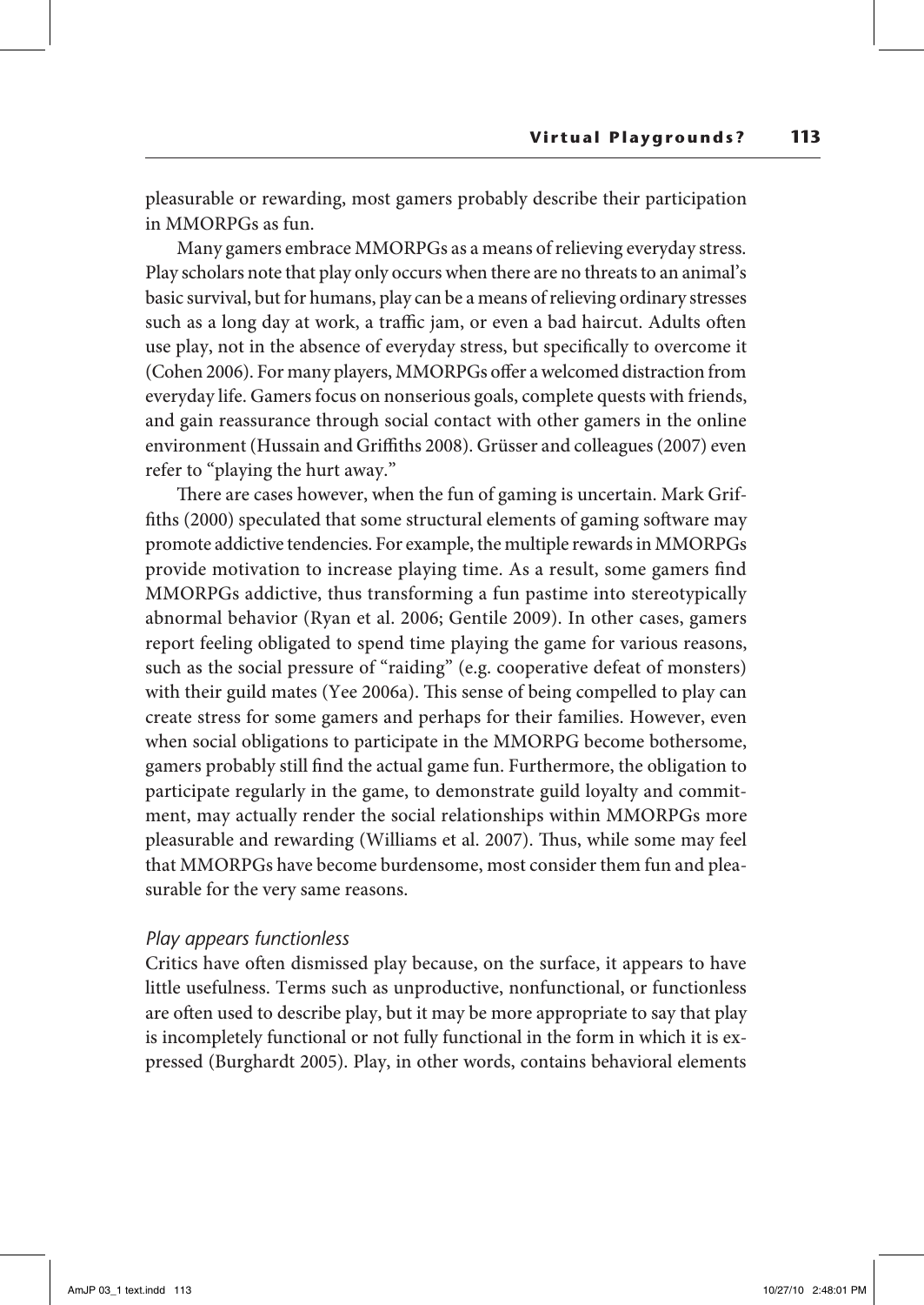pleasurable or rewarding, most gamers probably describe their participation in MMORPGs as fun.

Many gamers embrace MMORPGs as a means of relieving everyday stress. Play scholars note that play only occurs when there are no threats to an animal's basic survival, but for humans, play can be a means of relieving ordinary stresses such as a long day at work, a traffic jam, or even a bad haircut. Adults often use play, not in the absence of everyday stress, but specifically to overcome it (Cohen 2006). For many players, MMORPGs offer a welcomed distraction from everyday life. Gamers focus on nonserious goals, complete quests with friends, and gain reassurance through social contact with other gamers in the online environment (Hussain and Griffiths 2008). Grüsser and colleagues (2007) even refer to "playing the hurt away."

There are cases however, when the fun of gaming is uncertain. Mark Griffiths (2000) speculated that some structural elements of gaming software may promote addictive tendencies. For example, the multiple rewards in MMORPGs provide motivation to increase playing time. As a result, some gamers find MMORPGs addictive, thus transforming a fun pastime into stereotypically abnormal behavior (Ryan et al. 2006; Gentile 2009). In other cases, gamers report feeling obligated to spend time playing the game for various reasons, such as the social pressure of "raiding" (e.g. cooperative defeat of monsters) with their guild mates (Yee 2006a). This sense of being compelled to play can create stress for some gamers and perhaps for their families. However, even when social obligations to participate in the MMORPG become bothersome, gamers probably still find the actual game fun. Furthermore, the obligation to participate regularly in the game, to demonstrate guild loyalty and commitment, may actually render the social relationships within MMORPGs more pleasurable and rewarding (Williams et al. 2007). Thus, while some may feel that MMORPGs have become burdensome, most consider them fun and pleasurable for the very same reasons.

*Play appears functionless*

Critics have often dismissed play because, on the surface, it appears to have little usefulness. Terms such as unproductive, nonfunctional, or functionless are often used to describe play, but it may be more appropriate to say that play is incompletely functional or not fully functional in the form in which it is expressed (Burghardt 2005). Play, in other words, contains behavioral elements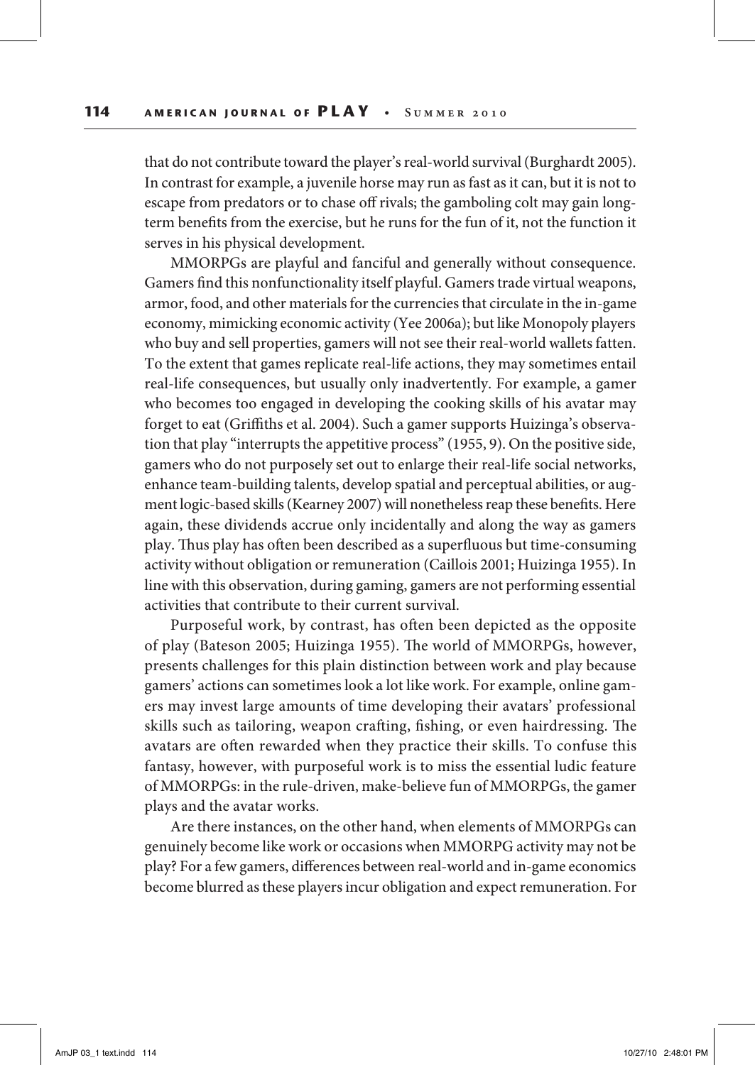that do not contribute toward the player's real-world survival (Burghardt 2005). In contrast for example, a juvenile horse may run as fast as it can, but it is not to escape from predators or to chase off rivals; the gamboling colt may gain long-term benefits from the exercise, but he runs for the fun of it, not the function it serves in his physical development.

MMORPGs are playful and fanciful and generally without consequence. Gamers find this nonfunctionality itself playful. Gamers trade virtual weapons, armor, food, and other materials for the currencies that circulate in the in-game economy, mimicking economic activity (Yee 2006a); but like Monopoly players who buy and sell properties, gamers will not see their real-world wallets fatten. To the extent that games replicate real-life actions, they may sometimes entail real-life consequences, but usually only inadvertently. For example, a gamer who becomes too engaged in developing the cooking skills of his avatar may forget to eat (Griffiths et al. 2004). Such a gamer supports Huizinga's observation that play "interrupts the appetitive process" (1955, 9). On the positive side, gamers who do not purposely set out to enlarge their real-life social networks, enhance team-building talents, develop spatial and perceptual abilities, or augment logic-based skills (Kearney 2007) will nonetheless reap these benefits. Here again, these dividends accrue only incidentally and along the way as gamers play. Thus play has often been described as a superfluous but time-consuming activity without obligation or remuneration (Caillois 2001; Huizinga 1955). In line with this observation, during gaming, gamers are not performing essential activities that contribute to their current survival.

Purposeful work, by contrast, has often been depicted as the opposite of play (Bateson 2005; Huizinga 1955). The world of MMORPGs, however, presents challenges for this plain distinction between work and play because gamers' actions can sometimes look a lot like work. For example, online gamers may invest large amounts of time developing their avatars' professional skills such as tailoring, weapon crafting, fishing, or even hairdressing. The avatars are often rewarded when they practice their skills. To confuse this fantasy, however, with purposeful work is to miss the essential ludic feature of MMORPGs: in the rule-driven, make-believe fun of MMORPGs, the gamer plays and the avatar works.

Are there instances, on the other hand, when elements of MMORPGs can genuinely become like work or occasions when MMORPG activity may not be play? For a few gamers, differences between real-world and in-game economics become blurred as these players incur obligation and expect remuneration. For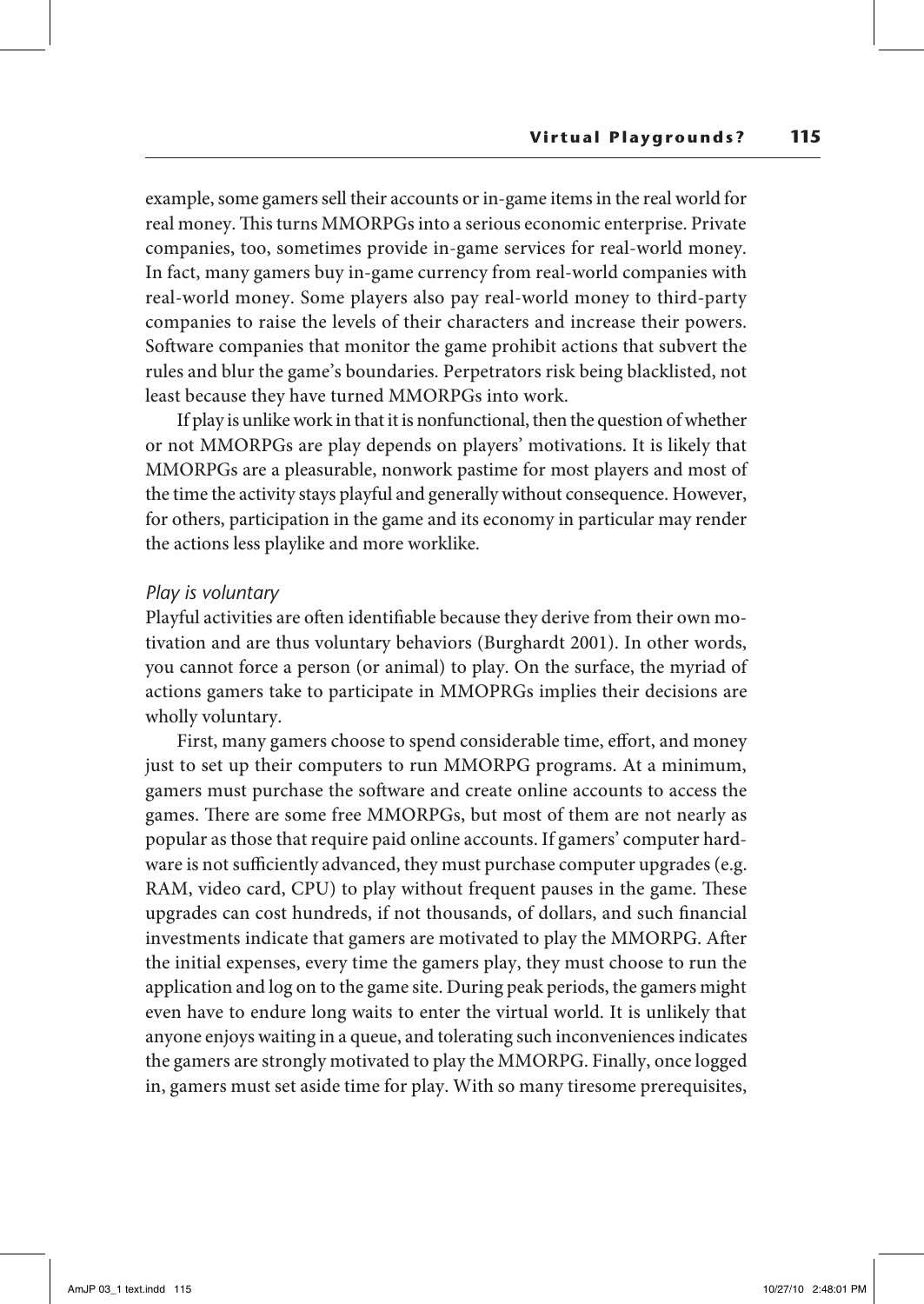example, some gamers sell their accounts or in-game items in the real world for real money. This turns MMORPGs into a serious economic enterprise. Private companies, too, sometimes provide in-game services for real-world money. In fact, many gamers buy in-game currency from real-world companies with real-world money. Some players also pay real-world money to third-party companies to raise the levels of their characters and increase their powers. Software companies that monitor the game prohibit actions that subvert the rules and blur the game's boundaries. Perpetrators risk being blacklisted, not least because they have turned MMORPGs into work.

If play is unlike work in that it is nonfunctional, then the question of whether or not MMORPGs are play depends on players' motivations. It is likely that MMORPGs are a pleasurable, nonwork pastime for most players and most of the time the activity stays playful and generally without consequence. However, for others, participation in the game and its economy in particular may render the actions less playlike and more worklike.

*Play is voluntary*

Playful activities are often identifiable because they derive from their own motivation and are thus voluntary behaviors (Burghardt 2001). In other words, you cannot force a person (or animal) to play. On the surface, the myriad of actions gamers take to participate in MMOPRGs implies their decisions are wholly voluntary.

First, many gamers choose to spend considerable time, effort, and money just to set up their computers to run MMORPG programs. At a minimum, gamers must purchase the software and create online accounts to access the games. There are some free MMORPGs, but most of them are not nearly as popular as those that require paid online accounts. If gamers' computer hardware is not sufficiently advanced, they must purchase computer upgrades (e.g. RAM, video card, CPU) to play without frequent pauses in the game. These upgrades can cost hundreds, if not thousands, of dollars, and such financial investments indicate that gamers are motivated to play the MMORPG. After the initial expenses, every time the gamers play, they must choose to run the application and log on to the game site. During peak periods, the gamers might even have to endure long waits to enter the virtual world. It is unlikely that anyone enjoys waiting in a queue, and tolerating such inconveniences indicates the gamers are strongly motivated to play the MMORPG. Finally, once logged in, gamers must set aside time for play. With so many tiresome prerequisites,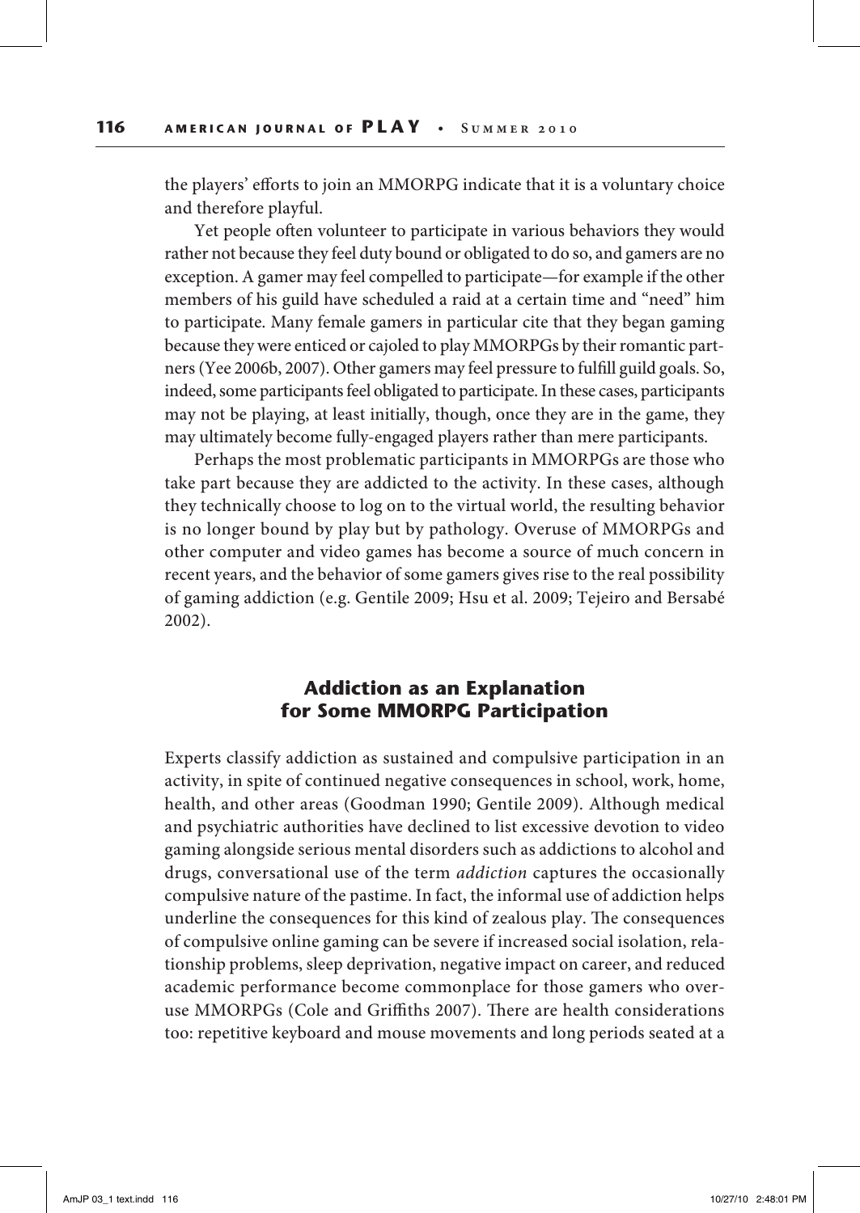the players' efforts to join an MMORPG indicate that it is a voluntary choice and therefore playful.

Yet people often volunteer to participate in various behaviors they would rather not because they feel duty bound or obligated to do so, and gamers are no exception. A gamer may feel compelled to participate—for example if the other members of his guild have scheduled a raid at a certain time and "need" him to participate. Many female gamers in particular cite that they began gaming because they were enticed or cajoled to play MMORPGs by their romantic partners (Yee 2006b, 2007). Other gamers may feel pressure to fulfill guild goals. So, indeed, some participants feel obligated to participate. In these cases, participants may not be playing, at least initially, though, once they are in the game, they may ultimately become fully-engaged players rather than mere participants.

Perhaps the most problematic participants in MMORPGs are those who take part because they are addicted to the activity. In these cases, although they technically choose to log on to the virtual world, the resulting behavior is no longer bound by play but by pathology. Overuse of MMORPGs and other computer and video games has become a source of much concern in recent years, and the behavior of some gamers gives rise to the real possibility of gaming addiction (e.g. Gentile 2009; Hsu et al. 2009; Tejeiro and Bersabé 2002).

## Addiction as an Explanation for Some MMORPG Participation

Experts classify addiction as sustained and compulsive participation in an activity, in spite of continued negative consequences in school, work, home, health, and other areas (Goodman 1990; Gentile 2009). Although medical and psychiatric authorities have declined to list excessive devotion to video gaming alongside serious mental disorders such as addictions to alcohol and drugs, conversational use of the term *addiction* captures the occasionally compulsive nature of the pastime. In fact, the informal use of addiction helps underline the consequences for this kind of zealous play. The consequences of compulsive online gaming can be severe if increased social isolation, relationship problems, sleep deprivation, negative impact on career, and reduced academic performance become commonplace for those gamers who overuse MMORPGs (Cole and Griffiths 2007). There are health considerations too: repetitive keyboard and mouse movements and long periods seated at a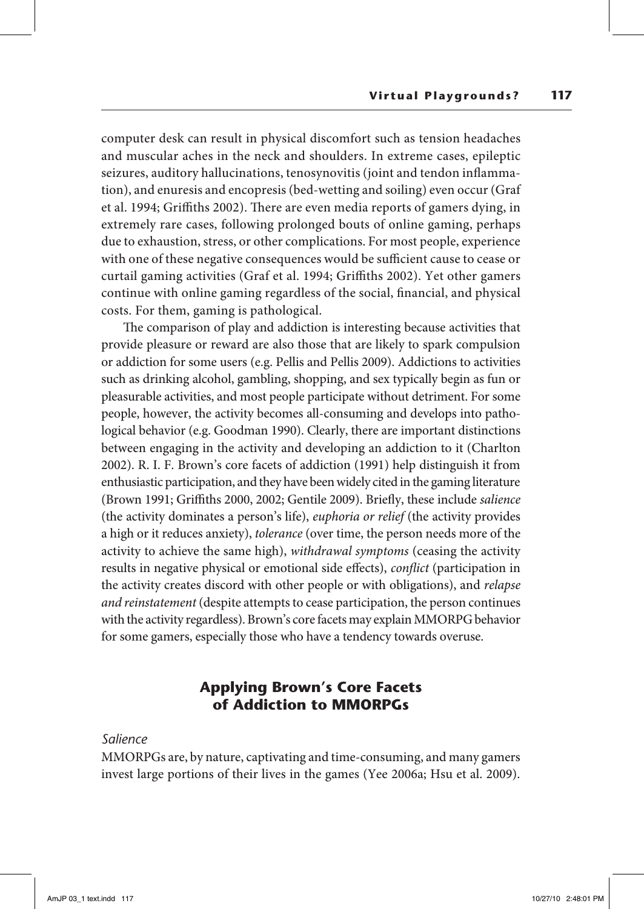computer desk can result in physical discomfort such as tension headaches and muscular aches in the neck and shoulders. In extreme cases, epileptic seizures, auditory hallucinations, tenosynovitis (joint and tendon inflammation), and enuresis and encopresis (bed-wetting and soiling) even occur (Graf et al. 1994; Griffiths 2002). There are even media reports of gamers dying, in extremely rare cases, following prolonged bouts of online gaming, perhaps due to exhaustion, stress, or other complications. For most people, experience with one of these negative consequences would be sufficient cause to cease or curtail gaming activities (Graf et al. 1994; Griffiths 2002). Yet other gamers continue with online gaming regardless of the social, financial, and physical costs. For them, gaming is pathological.

The comparison of play and addiction is interesting because activities that provide pleasure or reward are also those that are likely to spark compulsion or addiction for some users (e.g. Pellis and Pellis 2009). Addictions to activities such as drinking alcohol, gambling, shopping, and sex typically begin as fun or pleasurable activities, and most people participate without detriment. For some people, however, the activity becomes all-consuming and develops into pathological behavior (e.g. Goodman 1990). Clearly, there are important distinctions between engaging in the activity and developing an addiction to it (Charlton 2002). R. I. F. Brown's core facets of addiction (1991) help distinguish it from enthusiastic participation, and they have been widely cited in the gaming literature (Brown 1991; Griffiths 2000, 2002; Gentile 2009). Briefly, these include *salience* (the activity dominates a person's life), *euphoria or relief* (the activity provides a high or it reduces anxiety), *tolerance* (over time, the person needs more of the activity to achieve the same high), *withdrawal symptoms* (ceasing the activity results in negative physical or emotional side effects), *conflict* (participation in the activity creates discord with other people or with obligations), and *relapse and reinstatement* (despite attempts to cease participation, the person continues with the activity regardless). Brown's core facets may explain MMORPG behavior for some gamers, especially those who have a tendency towards overuse.

## Applying Brown's Core Facets of Addiction to MMORPGs

### *Salience*

MMORPGs are, by nature, captivating and time-consuming, and many gamers invest large portions of their lives in the games (Yee 2006a; Hsu et al. 2009).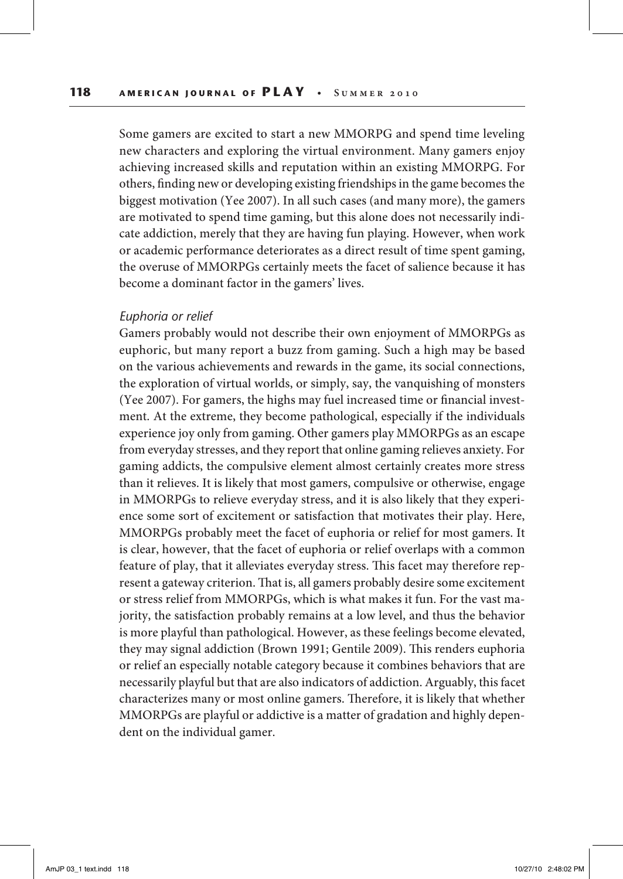Some gamers are excited to start a new MMORPG and spend time leveling new characters and exploring the virtual environment. Many gamers enjoy achieving increased skills and reputation within an existing MMORPG. For others, finding new or developing existing friendships in the game becomes the biggest motivation (Yee 2007). In all such cases (and many more), the gamers are motivated to spend time gaming, but this alone does not necessarily indicate addiction, merely that they are having fun playing. However, when work or academic performance deteriorates as a direct result of time spent gaming, the overuse of MMORPGs certainly meets the facet of salience because it has become a dominant factor in the gamers' lives.

*Euphoria or relief*

Gamers probably would not describe their own enjoyment of MMORPGs as euphoric, but many report a buzz from gaming. Such a high may be based on the various achievements and rewards in the game, its social connections, the exploration of virtual worlds, or simply, say, the vanquishing of monsters (Yee 2007). For gamers, the highs may fuel increased time or financial investment. At the extreme, they become pathological, especially if the individuals experience joy only from gaming. Other gamers play MMORPGs as an escape from everyday stresses, and they report that online gaming relieves anxiety. For gaming addicts, the compulsive element almost certainly creates more stress than it relieves. It is likely that most gamers, compulsive or otherwise, engage in MMORPGs to relieve everyday stress, and it is also likely that they experience some sort of excitement or satisfaction that motivates their play. Here, MMORPGs probably meet the facet of euphoria or relief for most gamers. It is clear, however, that the facet of euphoria or relief overlaps with a common feature of play, that it alleviates everyday stress. This facet may therefore represent a gateway criterion. That is, all gamers probably desire some excitement or stress relief from MMORPGs, which is what makes it fun. For the vast majority, the satisfaction probably remains at a low level, and thus the behavior is more playful than pathological. However, as these feelings become elevated, they may signal addiction (Brown 1991; Gentile 2009). This renders euphoria or relief an especially notable category because it combines behaviors that are necessarily playful but that are also indicators of addiction. Arguably, this facet characterizes many or most online gamers. Therefore, it is likely that whether MMORPGs are playful or addictive is a matter of gradation and highly dependent on the individual gamer.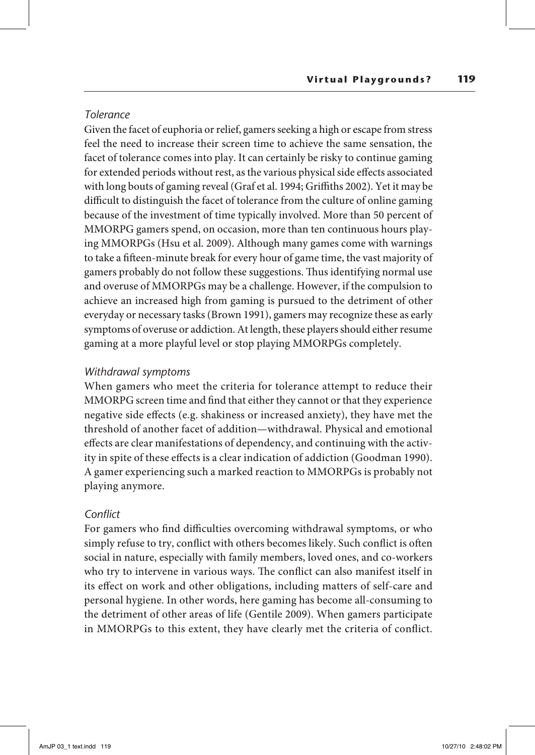*Tolerance*

Given the facet of euphoria or relief, gamers seeking a high or escape from stress feel the need to increase their screen time to achieve the same sensation, the facet of tolerance comes into play. It can certainly be risky to continue gaming for extended periods without rest, as the various physical side effects associated with long bouts of gaming reveal (Graf et al. 1994; Griffiths 2002). Yet it may be difficult to distinguish the facet of tolerance from the culture of online gaming because of the investment of time typically involved. More than 50 percent of MMORPG gamers spend, on occasion, more than ten continuous hours playing MMORPGs (Hsu et al. 2009). Although many games come with warnings to take a fifteen-minute break for every hour of game time, the vast majority of gamers probably do not follow these suggestions. Thus identifying normal use and overuse of MMORPGs may be a challenge. However, if the compulsion to achieve an increased high from gaming is pursued to the detriment of other everyday or necessary tasks (Brown 1991), gamers may recognize these as early symptoms of overuse or addiction. At length, these players should either resume gaming at a more playful level or stop playing MMORPGs completely.

*Withdrawal symptoms*

When gamers who meet the criteria for tolerance attempt to reduce their MMORPG screen time and find that either they cannot or that they experience negative side effects (e.g. shakiness or increased anxiety), they have met the threshold of another facet of addition—withdrawal. Physical and emotional effects are clear manifestations of dependency, and continuing with the activity in spite of these effects is a clear indication of addiction (Goodman 1990). A gamer experiencing such a marked reaction to MMORPGs is probably not playing anymore.

*Conflict*

For gamers who find difficulties overcoming withdrawal symptoms, or who simply refuse to try, conflict with others becomes likely. Such conflict is often social in nature, especially with family members, loved ones, and co-workers who try to intervene in various ways. The conflict can also manifest itself in its effect on work and other obligations, including matters of self-care and personal hygiene. In other words, here gaming has become all-consuming to the detriment of other areas of life (Gentile 2009). When gamers participate in MMORPGs to this extent, they have clearly met the criteria of conflict.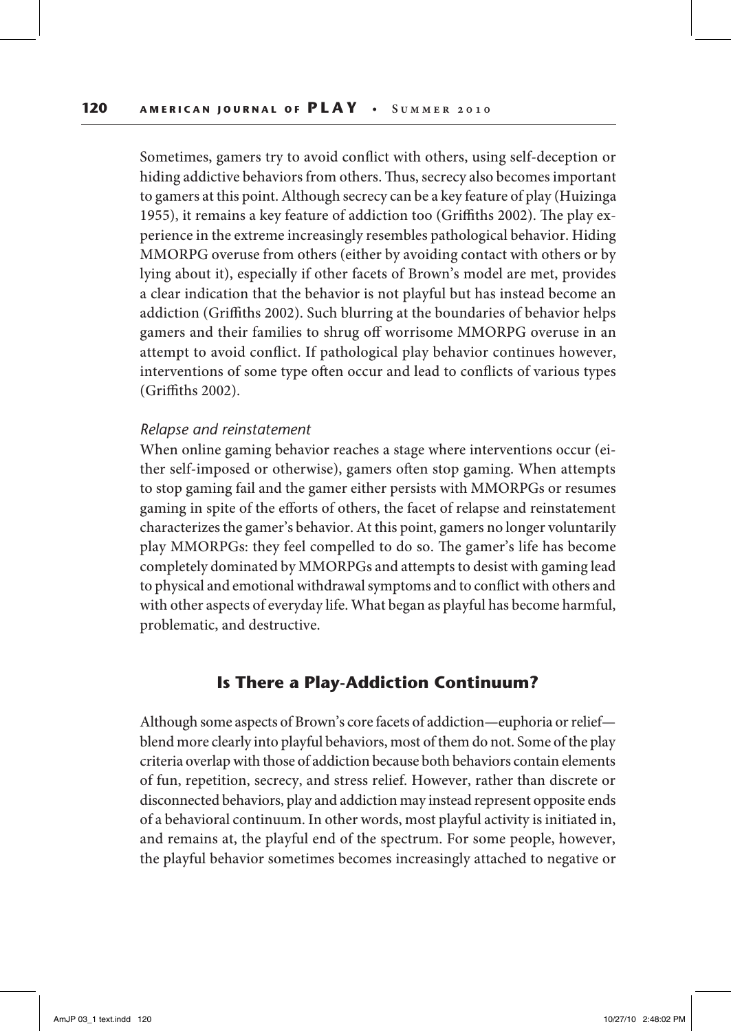Sometimes, gamers try to avoid conflict with others, using self-deception or hiding addictive behaviors from others. Thus, secrecy also becomes important to gamers at this point. Although secrecy can be a key feature of play (Huizinga 1955), it remains a key feature of addiction too (Griffiths 2002). The play experience in the extreme increasingly resembles pathological behavior. Hiding MMORPG overuse from others (either by avoiding contact with others or by lying about it), especially if other facets of Brown's model are met, provides a clear indication that the behavior is not playful but has instead become an addiction (Griffiths 2002). Such blurring at the boundaries of behavior helps gamers and their families to shrug off worrisome MMORPG overuse in an attempt to avoid conflict. If pathological play behavior continues however, interventions of some type often occur and lead to conflicts of various types (Griffiths 2002).

*Relapse and reinstatement*

When online gaming behavior reaches a stage where interventions occur (either self-imposed or otherwise), gamers often stop gaming. When attempts to stop gaming fail and the gamer either persists with MMORPGs or resumes gaming in spite of the efforts of others, the facet of relapse and reinstatement characterizes the gamer's behavior. At this point, gamers no longer voluntarily play MMORPGs: they feel compelled to do so. The gamer's life has become completely dominated by MMORPGs and attempts to desist with gaming lead to physical and emotional withdrawal symptoms and to conflict with others and with other aspects of everyday life. What began as playful has become harmful, problematic, and destructive.

## Is There a Play-Addiction Continuum?

Although some aspects of Brown's core facets of addiction—euphoria or relief—blend more clearly into playful behaviors, most of them do not. Some of the play criteria overlap with those of addiction because both behaviors contain elements of fun, repetition, secrecy, and stress relief. However, rather than discrete or disconnected behaviors, play and addiction may instead represent opposite ends of a behavioral continuum. In other words, most playful activity is initiated in, and remains at, the playful end of the spectrum. For some people, however, the playful behavior sometimes becomes increasingly attached to negative or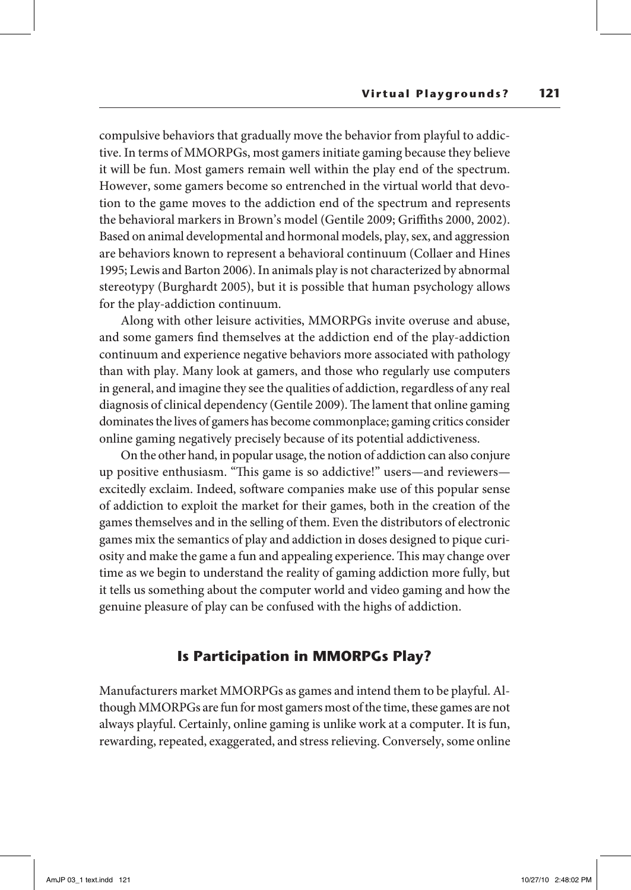compulsive behaviors that gradually move the behavior from playful to addictive. In terms of MMORPGs, most gamers initiate gaming because they believe it will be fun. Most gamers remain well within the play end of the spectrum. However, some gamers become so entrenched in the virtual world that devotion to the game moves to the addiction end of the spectrum and represents the behavioral markers in Brown's model (Gentile 2009; Griffiths 2000, 2002). Based on animal developmental and hormonal models, play, sex, and aggression are behaviors known to represent a behavioral continuum (Collaer and Hines 1995; Lewis and Barton 2006). In animals play is not characterized by abnormal stereotypy (Burghardt 2005), but it is possible that human psychology allows for the play-addiction continuum.

Along with other leisure activities, MMORPGs invite overuse and abuse, and some gamers find themselves at the addiction end of the play-addiction continuum and experience negative behaviors more associated with pathology than with play. Many look at gamers, and those who regularly use computers in general, and imagine they see the qualities of addiction, regardless of any real diagnosis of clinical dependency (Gentile 2009). The lament that online gaming dominates the lives of gamers has become commonplace; gaming critics consider online gaming negatively precisely because of its potential addictiveness.

On the other hand, in popular usage, the notion of addiction can also conjure up positive enthusiasm. "This game is so addictive!" users—and reviewers—excitedly exclaim. Indeed, software companies make use of this popular sense of addiction to exploit the market for their games, both in the creation of the games themselves and in the selling of them. Even the distributors of electronic games mix the semantics of play and addiction in doses designed to pique curiosity and make the game a fun and appealing experience. This may change over time as we begin to understand the reality of gaming addiction more fully, but it tells us something about the computer world and video gaming and how the genuine pleasure of play can be confused with the highs of addiction.

## Is Participation in MMORPGs Play?

Manufacturers market MMORPGs as games and intend them to be playful. Although MMORPGs are fun for most gamers most of the time, these games are not always playful. Certainly, online gaming is unlike work at a computer. It is fun, rewarding, repeated, exaggerated, and stress relieving. Conversely, some online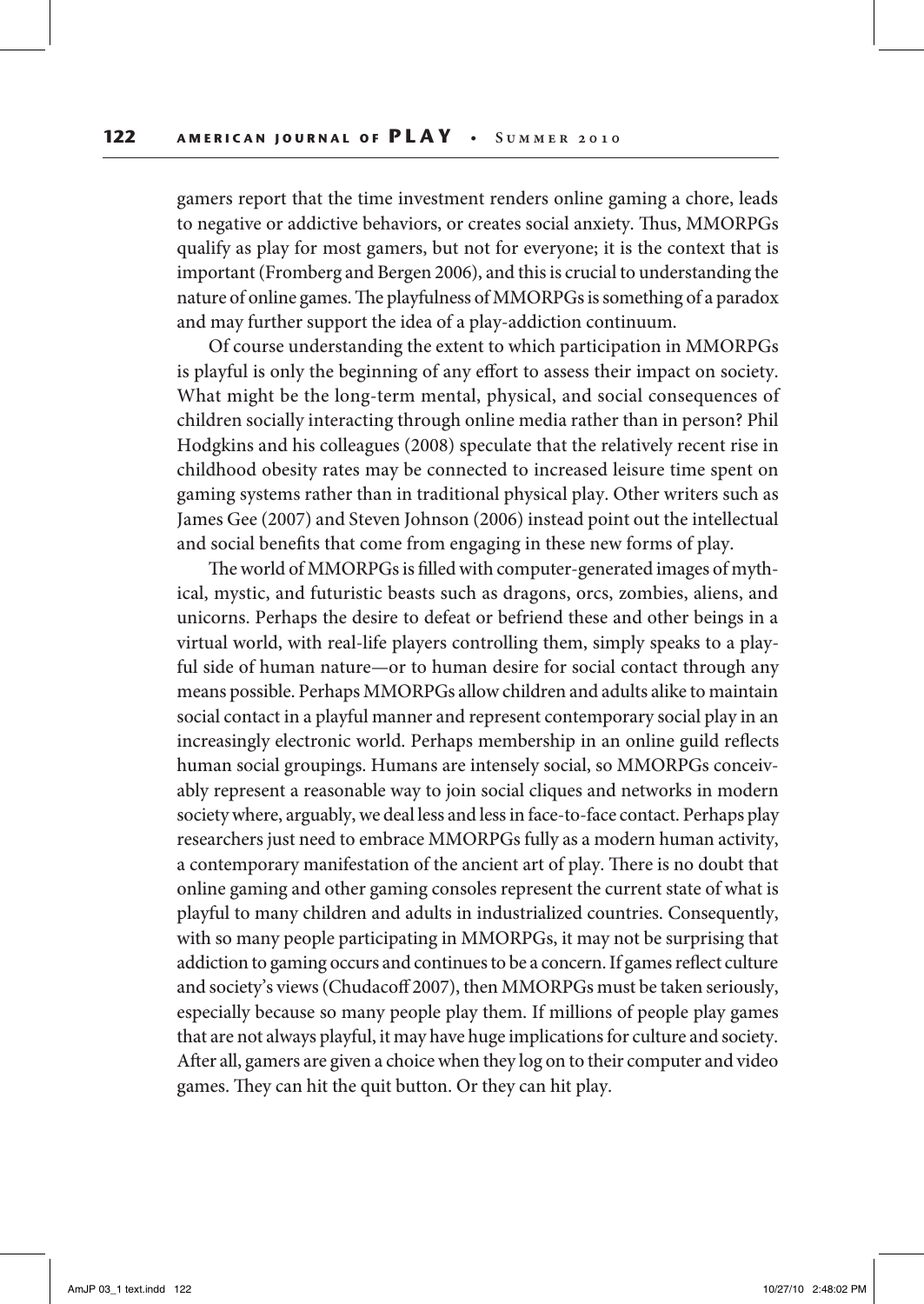gamers report that the time investment renders online gaming a chore, leads to negative or addictive behaviors, or creates social anxiety. Thus, MMORPGs qualify as play for most gamers, but not for everyone; it is the context that is important (Fromberg and Bergen 2006), and this is crucial to understanding the nature of online games. The playfulness of MMORPGs is something of a paradox and may further support the idea of a play-addiction continuum.

Of course understanding the extent to which participation in MMORPGs is playful is only the beginning of any effort to assess their impact on society. What might be the long-term mental, physical, and social consequences of children socially interacting through online media rather than in person? Phil Hodgkins and his colleagues (2008) speculate that the relatively recent rise in childhood obesity rates may be connected to increased leisure time spent on gaming systems rather than in traditional physical play. Other writers such as James Gee (2007) and Steven Johnson (2006) instead point out the intellectual and social benefits that come from engaging in these new forms of play.

The world of MMORPGs is filled with computer-generated images of mythical, mystic, and futuristic beasts such as dragons, orcs, zombies, aliens, and unicorns. Perhaps the desire to defeat or befriend these and other beings in a virtual world, with real-life players controlling them, simply speaks to a playful side of human nature—or to human desire for social contact through any means possible. Perhaps MMORPGs allow children and adults alike to maintain social contact in a playful manner and represent contemporary social play in an increasingly electronic world. Perhaps membership in an online guild reflects human social groupings. Humans are intensely social, so MMORPGs conceivably represent a reasonable way to join social cliques and networks in modern society where, arguably, we deal less and less in face-to-face contact. Perhaps play researchers just need to embrace MMORPGs fully as a modern human activity, a contemporary manifestation of the ancient art of play. There is no doubt that online gaming and other gaming consoles represent the current state of what is playful to many children and adults in industrialized countries. Consequently, with so many people participating in MMORPGs, it may not be surprising that addiction to gaming occurs and continues to be a concern. If games reflect culture and society's views (Chudacoff 2007), then MMORPGs must be taken seriously, especially because so many people play them. If millions of people play games that are not always playful, it may have huge implications for culture and society. After all, gamers are given a choice when they log on to their computer and video games. They can hit the quit button. Or they can hit play.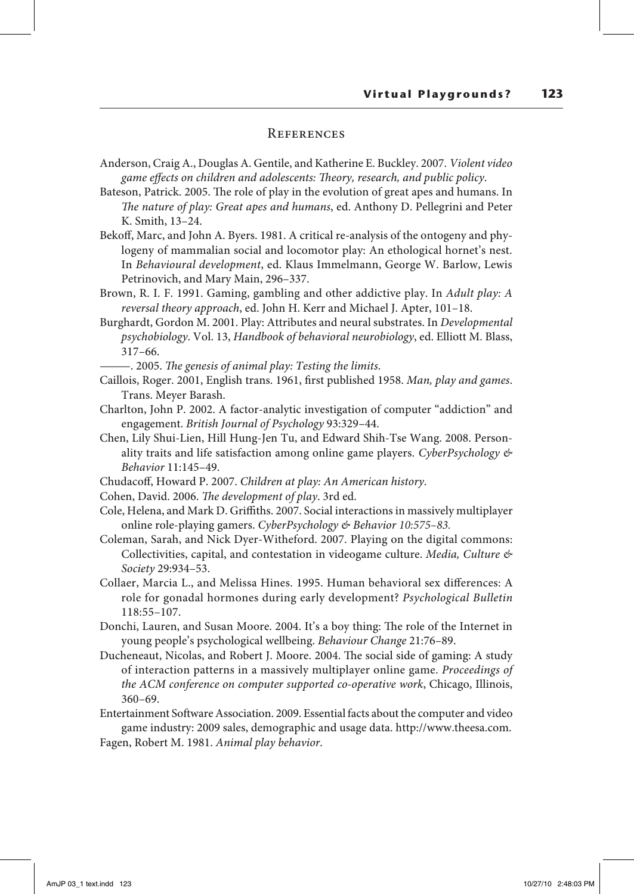## References

Anderson, Craig A., Douglas A. Gentile, and Katherine E. Buckley. 2007. *Violent video game effects on children and adolescents: Theory, research, and public policy*.

Bateson, Patrick. 2005. The role of play in the evolution of great apes and humans. In *The nature of play: Great apes and humans*, ed. Anthony D. Pellegrini and Peter K. Smith, 13–24.

Bekoff, Marc, and John A. Byers. 1981. A critical re-analysis of the ontogeny and phylogeny of mammalian social and locomotor play: An ethological hornet's nest. In *Behavioural development*, ed. Klaus Immelmann, George W. Barlow, Lewis Petrinovich, and Mary Main, 296–337.

Brown, R. I. F. 1991. Gaming, gambling and other addictive play. In *Adult play: A reversal theory approach*, ed. John H. Kerr and Michael J. Apter, 101–18.

Burghardt, Gordon M. 2001. Play: Attributes and neural substrates. In *Developmental psychobiology*. Vol. 13, *Handbook of behavioral neurobiology*, ed. Elliott M. Blass, 317–66.

———. 2005. *The genesis of animal play: Testing the limits*.

Caillois, Roger. 2001, English trans. 1961, first published 1958. *Man, play and games*. Trans. Meyer Barash.

Charlton, John P. 2002. A factor-analytic investigation of computer "addiction" and engagement. *British Journal of Psychology* 93:329–44.

Chen, Lily Shui-Lien, Hill Hung-Jen Tu, and Edward Shih-Tse Wang. 2008. Personality traits and life satisfaction among online game players. *CyberPsychology & Behavior* 11:145–49.

Chudacoff, Howard P. 2007. *Children at play: An American history*.

Cohen, David. 2006. *The development of play*. 3rd ed.

Cole, Helena, and Mark D. Griffiths. 2007. Social interactions in massively multiplayer online role-playing gamers. *CyberPsychology & Behavior 10:575–83.*

Coleman, Sarah, and Nick Dyer-Witheford. 2007. Playing on the digital commons: Collectivities, capital, and contestation in videogame culture. *Media, Culture & Society* 29:934–53.

Collaer, Marcia L., and Melissa Hines. 1995. Human behavioral sex differences: A role for gonadal hormones during early development? *Psychological Bulletin* 118:55–107.

Donchi, Lauren, and Susan Moore. 2004. It's a boy thing: The role of the Internet in young people's psychological wellbeing. *Behaviour Change* 21:76–89.

Ducheneaut, Nicolas, and Robert J. Moore. 2004. The social side of gaming: A study of interaction patterns in a massively multiplayer online game. *Proceedings of the ACM conference on computer supported co-operative work*, Chicago, Illinois, 360–69.

Entertainment Software Association. 2009. Essential facts about the computer and video game industry: 2009 sales, demographic and usage data. http://www.theesa.com.

Fagen, Robert M. 1981. *Animal play behavior*.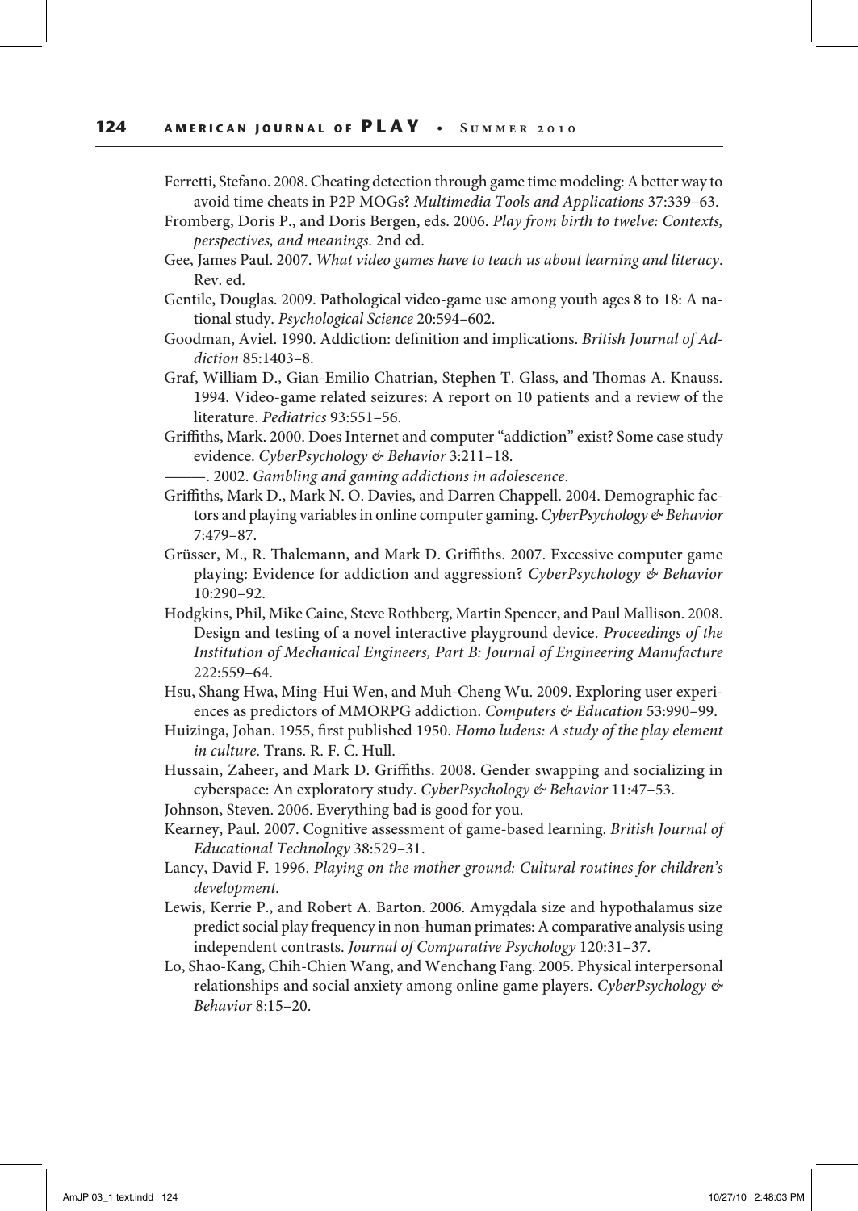Ferretti, Stefano. 2008. Cheating detection through game time modeling: A better way to avoid time cheats in P2P MOGs? *Multimedia Tools and Applications* 37:339–63.

Fromberg, Doris P., and Doris Bergen, eds. 2006. *Play from birth to twelve: Contexts, perspectives, and meanings*. 2nd ed.

Gee, James Paul. 2007. *What video games have to teach us about learning and literacy*. Rev. ed.

Gentile, Douglas. 2009. Pathological video-game use among youth ages 8 to 18: A national study. *Psychological Science* 20:594–602.

Goodman, Aviel. 1990. Addiction: definition and implications. *British Journal of Addiction* 85:1403–8.

Graf, William D., Gian-Emilio Chatrian, Stephen T. Glass, and Thomas A. Knauss. 1994. Video-game related seizures: A report on 10 patients and a review of the literature. *Pediatrics* 93:551–56.

Griffiths, Mark. 2000. Does Internet and computer "addiction" exist? Some case study evidence. *CyberPsychology & Behavior* 3:211–18.

———. 2002. *Gambling and gaming addictions in adolescence*.

Griffiths, Mark D., Mark N. O. Davies, and Darren Chappell. 2004. Demographic factors and playing variables in online computer gaming. *CyberPsychology & Behavior* 7:479–87.

Grüsser, M., R. Thalemann, and Mark D. Griffiths. 2007. Excessive computer game playing: Evidence for addiction and aggression? *CyberPsychology & Behavior* 10:290–92.

Hodgkins, Phil, Mike Caine, Steve Rothberg, Martin Spencer, and Paul Mallison. 2008. Design and testing of a novel interactive playground device. *Proceedings of the Institution of Mechanical Engineers, Part B: Journal of Engineering Manufacture* 222:559–64.

Hsu, Shang Hwa, Ming-Hui Wen, and Muh-Cheng Wu. 2009. Exploring user experiences as predictors of MMORPG addiction. *Computers & Education* 53:990–99.

Huizinga, Johan. 1955, first published 1950. *Homo ludens: A study of the play element in culture*. Trans. R. F. C. Hull.

Hussain, Zaheer, and Mark D. Griffiths. 2008. Gender swapping and socializing in cyberspace: An exploratory study. *CyberPsychology & Behavior* 11:47–53.

Johnson, Steven. 2006. Everything bad is good for you.

Kearney, Paul. 2007. Cognitive assessment of game-based learning. *British Journal of Educational Technology* 38:529–31.

Lancy, David F. 1996. *Playing on the mother ground: Cultural routines for children's development.*

Lewis, Kerrie P., and Robert A. Barton. 2006. Amygdala size and hypothalamus size predict social play frequency in non-human primates: A comparative analysis using independent contrasts. *Journal of Comparative Psychology* 120:31–37.

Lo, Shao-Kang, Chih-Chien Wang, and Wenchang Fang. 2005. Physical interpersonal relationships and social anxiety among online game players. *CyberPsychology & Behavior* 8:15–20.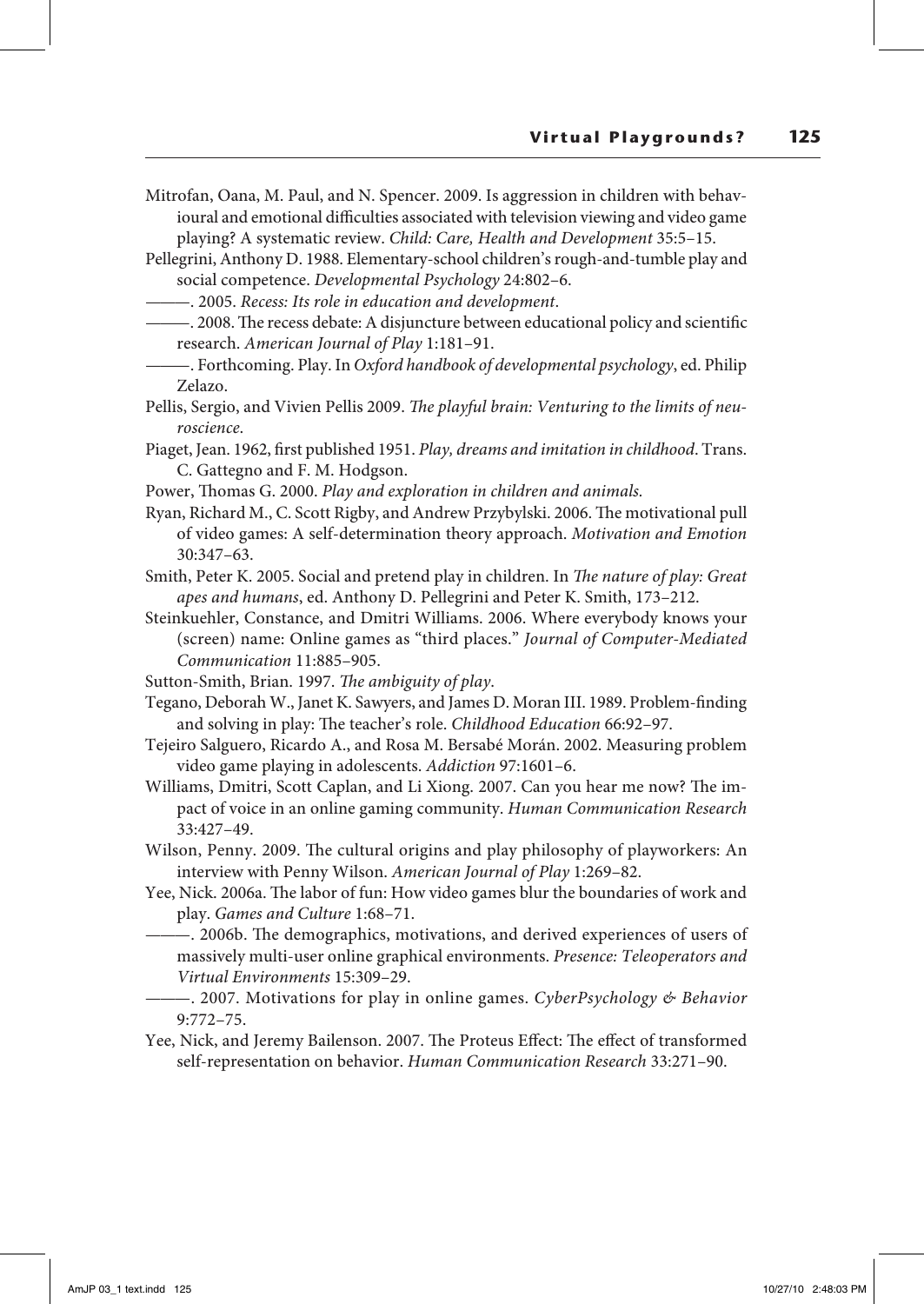Mitrofan, Oana, M. Paul, and N. Spencer. 2009. Is aggression in children with behavioural and emotional difficulties associated with television viewing and video game playing? A systematic review. *Child: Care, Health and Development* 35:5–15.

Pellegrini, Anthony D. 1988. Elementary-school children's rough-and-tumble play and social competence. *Developmental Psychology* 24:802–6.

———. 2005. *Recess: Its role in education and development*.

———. 2008. The recess debate: A disjuncture between educational policy and scientific research. *American Journal of Play* 1:181–91.

———. Forthcoming. Play. In *Oxford handbook of developmental psychology*, ed. Philip Zelazo.

Pellis, Sergio, and Vivien Pellis 2009. *The playful brain: Venturing to the limits of neuroscience*.

Piaget, Jean. 1962, first published 1951. *Play, dreams and imitation in childhood*. Trans. C. Gattegno and F. M. Hodgson.

Power, Thomas G. 2000. *Play and exploration in children and animals.*

Ryan, Richard M., C. Scott Rigby, and Andrew Przybylski. 2006. The motivational pull of video games: A self-determination theory approach. *Motivation and Emotion* 30:347–63.

Smith, Peter K. 2005. Social and pretend play in children. In *The nature of play: Great apes and humans*, ed. Anthony D. Pellegrini and Peter K. Smith, 173–212.

Steinkuehler, Constance, and Dmitri Williams. 2006. Where everybody knows your (screen) name: Online games as "third places." *Journal of Computer-Mediated Communication* 11:885–905.

Sutton-Smith, Brian. 1997. *The ambiguity of play*.

Tegano, Deborah W., Janet K. Sawyers, and James D. Moran III. 1989. Problem-finding and solving in play: The teacher's role. *Childhood Education* 66:92–97.

Tejeiro Salguero, Ricardo A., and Rosa M. Bersabé Morán. 2002. Measuring problem video game playing in adolescents. *Addiction* 97:1601–6.

Williams, Dmitri, Scott Caplan, and Li Xiong. 2007. Can you hear me now? The impact of voice in an online gaming community. *Human Communication Research* 33:427–49.

Wilson, Penny. 2009. The cultural origins and play philosophy of playworkers: An interview with Penny Wilson. *American Journal of Play* 1:269–82.

Yee, Nick. 2006a. The labor of fun: How video games blur the boundaries of work and play. *Games and Culture* 1:68–71.

———. 2006b. The demographics, motivations, and derived experiences of users of massively multi-user online graphical environments. *Presence: Teleoperators and Virtual Environments* 15:309–29.

———. 2007. Motivations for play in online games. *CyberPsychology & Behavior* 9:772–75.

Yee, Nick, and Jeremy Bailenson. 2007. The Proteus Effect: The effect of transformed self-representation on behavior. *Human Communication Research* 33:271–90.